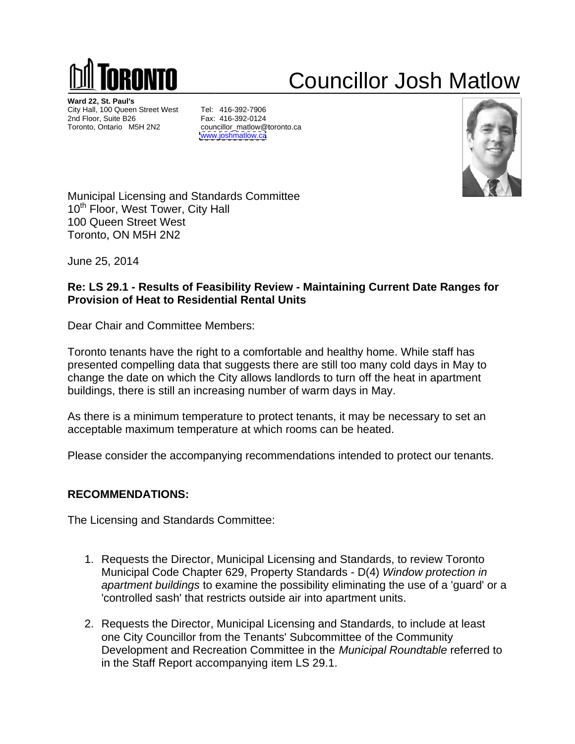# Councillor Josh Matlow

**Ward 22, St. Paul's**
City Hall, 100 Queen Street West
2nd Floor, Suite B26
Toronto, Ontario M5H 2N2

Tel: 416-392-7906
Fax: 416-392-0124
councillor_matlow@toronto.ca
www.joshmatlow.ca

Municipal Licensing and Standards Committee
10th Floor, West Tower, City Hall
100 Queen Street West
Toronto, ON M5H 2N2

June 25, 2014

**Re: LS 29.1 - Results of Feasibility Review - Maintaining Current Date Ranges for Provision of Heat to Residential Rental Units**

Dear Chair and Committee Members:

Toronto tenants have the right to a comfortable and healthy home. While staff has presented compelling data that suggests there are still too many cold days in May to change the date on which the City allows landlords to turn off the heat in apartment buildings, there is still an increasing number of warm days in May.

As there is a minimum temperature to protect tenants, it may be necessary to set an acceptable maximum temperature at which rooms can be heated.

Please consider the accompanying recommendations intended to protect our tenants.

## RECOMMENDATIONS:

The Licensing and Standards Committee:

1. Requests the Director, Municipal Licensing and Standards, to review Toronto Municipal Code Chapter 629, Property Standards - D(4) *Window protection in apartment buildings* to examine the possibility eliminating the use of a 'guard' or a 'controlled sash' that restricts outside air into apartment units.

2. Requests the Director, Municipal Licensing and Standards, to include at least one City Councillor from the Tenants' Subcommittee of the Community Development and Recreation Committee in the *Municipal Roundtable* referred to in the Staff Report accompanying item LS 29.1.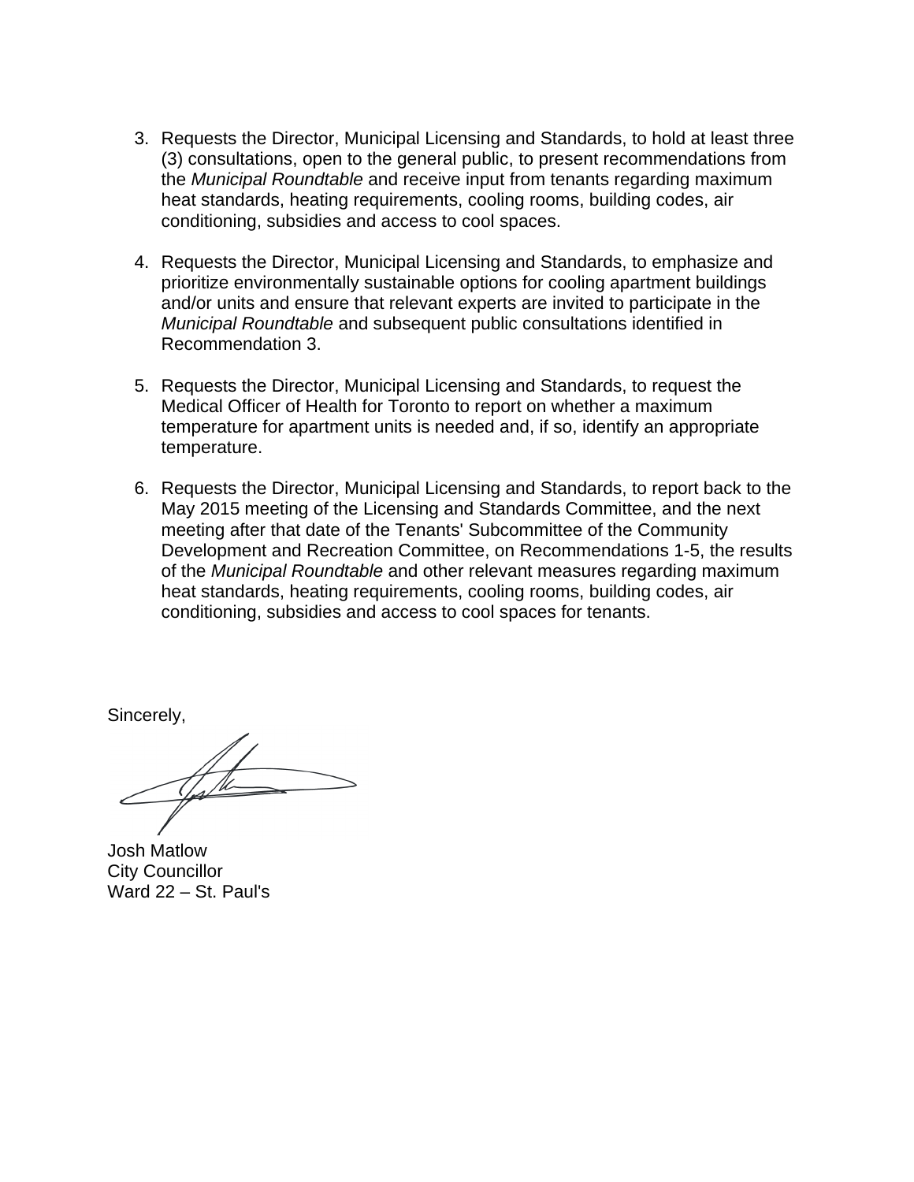3. Requests the Director, Municipal Licensing and Standards, to hold at least three (3) consultations, open to the general public, to present recommendations from the *Municipal Roundtable* and receive input from tenants regarding maximum heat standards, heating requirements, cooling rooms, building codes, air conditioning, subsidies and access to cool spaces.

4. Requests the Director, Municipal Licensing and Standards, to emphasize and prioritize environmentally sustainable options for cooling apartment buildings and/or units and ensure that relevant experts are invited to participate in the *Municipal Roundtable* and subsequent public consultations identified in Recommendation 3.

5. Requests the Director, Municipal Licensing and Standards, to request the Medical Officer of Health for Toronto to report on whether a maximum temperature for apartment units is needed and, if so, identify an appropriate temperature.

6. Requests the Director, Municipal Licensing and Standards, to report back to the May 2015 meeting of the Licensing and Standards Committee, and the next meeting after that date of the Tenants' Subcommittee of the Community Development and Recreation Committee, on Recommendations 1-5, the results of the *Municipal Roundtable* and other relevant measures regarding maximum heat standards, heating requirements, cooling rooms, building codes, air conditioning, subsidies and access to cool spaces for tenants.

Sincerely,

Josh Matlow
City Councillor
Ward 22 – St. Paul's